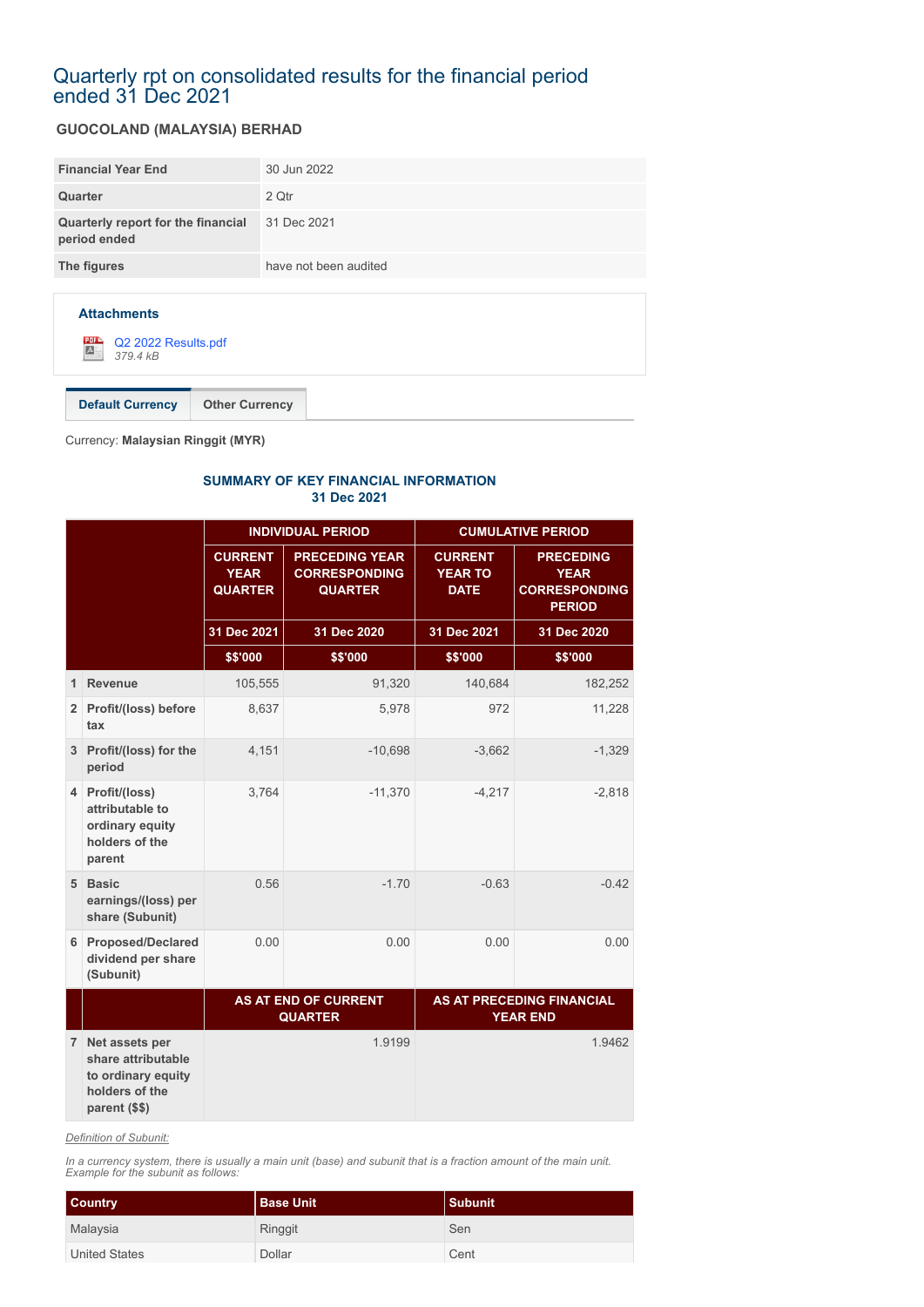# Quarterly rpt on consolidated results for the financial period ended 31 Dec 2021

## GUOCOLAND (MALAYSIA) BERHAD

| | |
|---|---|
| **Financial Year End** | 30 Jun 2022 |
| **Quarter** | 2 Qtr |
| **Quarterly report for the financial period ended** | 31 Dec 2021 |
| **The figures** | have not been audited |

### Attachments

Q2 2022 Results.pdf
*379.4 kB*

**Default Currency** | Other Currency

Currency: **Malaysian Ringgit (MYR)**

### SUMMARY OF KEY FINANCIAL INFORMATION
### 31 Dec 2021

| | | INDIVIDUAL PERIOD | | CUMULATIVE PERIOD | |
|---|---|---|---|---|---|
| | | CURRENT YEAR QUARTER | PRECEDING YEAR CORRESPONDING QUARTER | CURRENT YEAR TO DATE | PRECEDING YEAR CORRESPONDING PERIOD |
| | | 31 Dec 2021 | 31 Dec 2020 | 31 Dec 2021 | 31 Dec 2020 |
| | | $$'000 | $$'000 | $$'000 | $$'000 |
| 1 | Revenue | 105,555 | 91,320 | 140,684 | 182,252 |
| 2 | Profit/(loss) before tax | 8,637 | 5,978 | 972 | 11,228 |
| 3 | Profit/(loss) for the period | 4,151 | -10,698 | -3,662 | -1,329 |
| 4 | Profit/(loss) attributable to ordinary equity holders of the parent | 3,764 | -11,370 | -4,217 | -2,818 |
| 5 | Basic earnings/(loss) per share (Subunit) | 0.56 | -1.70 | -0.63 | -0.42 |
| 6 | Proposed/Declared dividend per share (Subunit) | 0.00 | 0.00 | 0.00 | 0.00 |
| | | AS AT END OF CURRENT QUARTER | | AS AT PRECEDING FINANCIAL YEAR END | |
| 7 | Net assets per share attributable to ordinary equity holders of the parent ($$) | 1.9199 | | 1.9462 | |

*Definition of Subunit:*

*In a currency system, there is usually a main unit (base) and subunit that is a fraction amount of the main unit. Example for the subunit as follows:*

| Country | Base Unit | Subunit |
|---|---|---|
| Malaysia | Ringgit | Sen |
| United States | Dollar | Cent |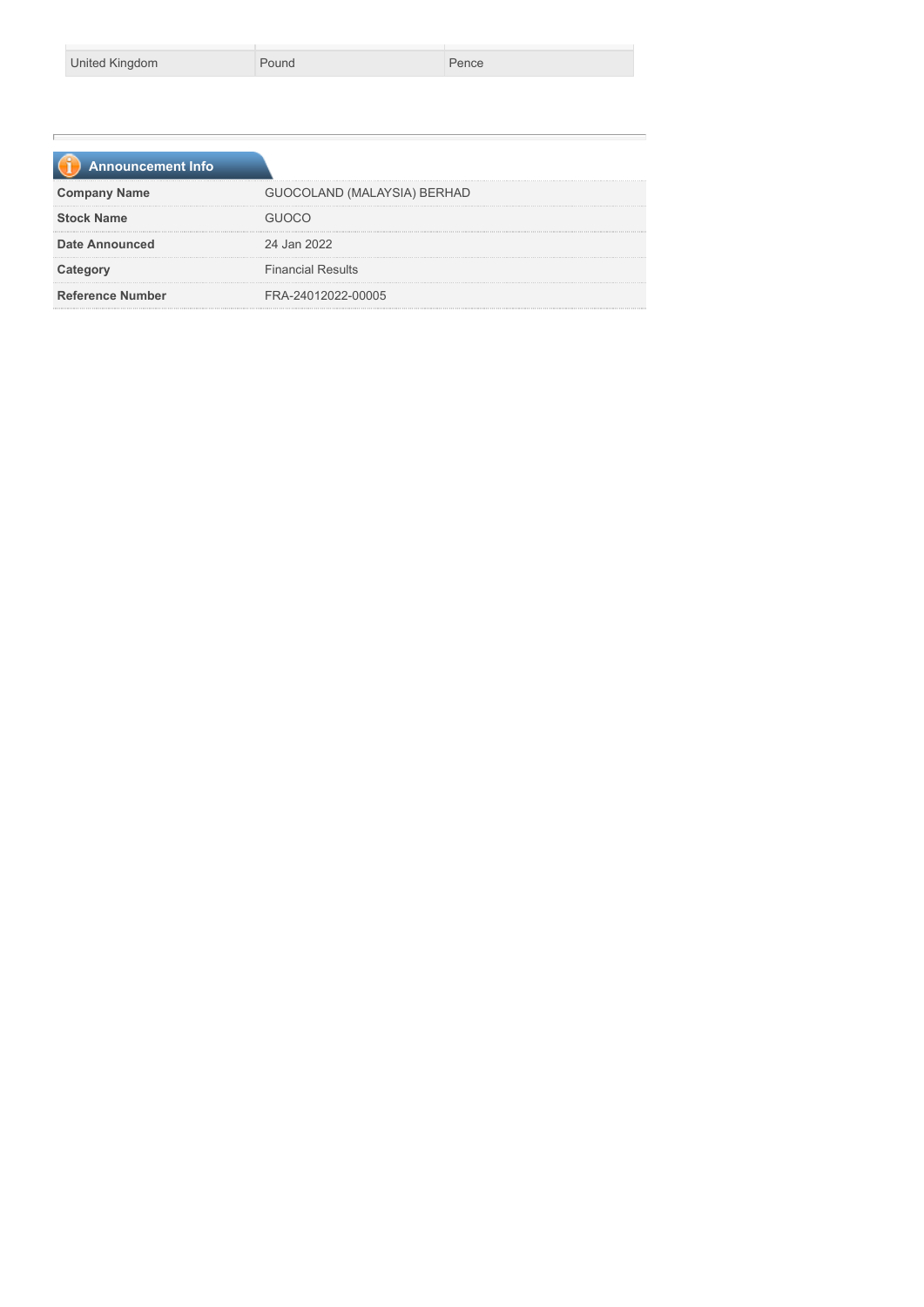| | | |
|---|---|---|
| United Kingdom | Pound | Pence |

## Announcement Info

| | |
|---|---|
| **Company Name** | GUOCOLAND (MALAYSIA) BERHAD |
| **Stock Name** | GUOCO |
| **Date Announced** | 24 Jan 2022 |
| **Category** | Financial Results |
| **Reference Number** | FRA-24012022-00005 |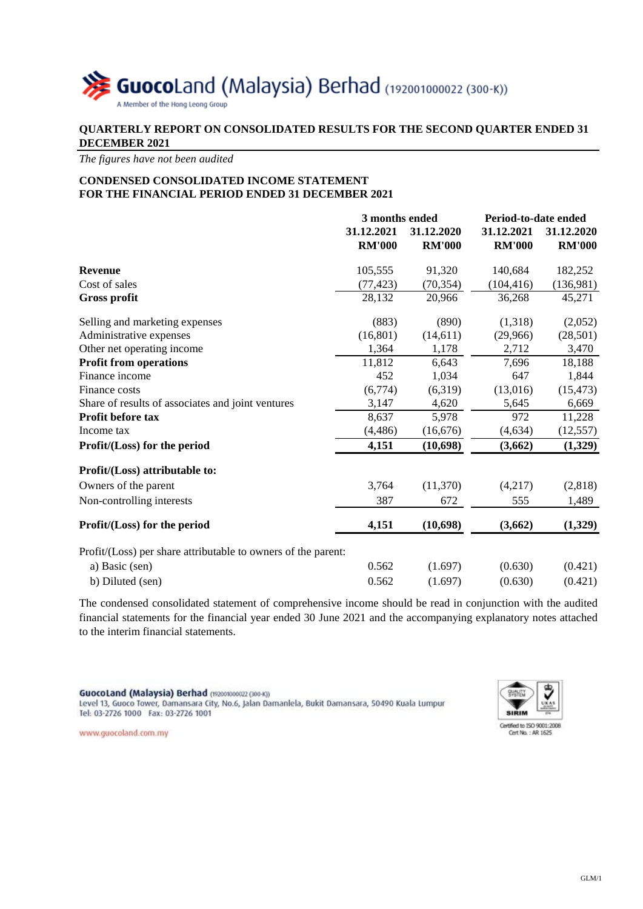**GuocoLand (Malaysia) Berhad** (192001000022 (300-K))

A Member of the Hong Leong Group

## QUARTERLY REPORT ON CONSOLIDATED RESULTS FOR THE SECOND QUARTER ENDED 31 DECEMBER 2021

*The figures have not been audited*

### CONDENSED CONSOLIDATED INCOME STATEMENT
### FOR THE FINANCIAL PERIOD ENDED 31 DECEMBER 2021

| | 3 months ended | | Period-to-date ended | |
|---|---|---|---|---|
| | **31.12.2021** | **31.12.2020** | **31.12.2021** | **31.12.2020** |
| | **RM'000** | **RM'000** | **RM'000** | **RM'000** |
| **Revenue** | 105,555 | 91,320 | 140,684 | 182,252 |
| Cost of sales | (77,423) | (70,354) | (104,416) | (136,981) |
| **Gross profit** | 28,132 | 20,966 | 36,268 | 45,271 |
| Selling and marketing expenses | (883) | (890) | (1,318) | (2,052) |
| Administrative expenses | (16,801) | (14,611) | (29,966) | (28,501) |
| Other net operating income | 1,364 | 1,178 | 2,712 | 3,470 |
| **Profit from operations** | 11,812 | 6,643 | 7,696 | 18,188 |
| Finance income | 452 | 1,034 | 647 | 1,844 |
| Finance costs | (6,774) | (6,319) | (13,016) | (15,473) |
| Share of results of associates and joint ventures | 3,147 | 4,620 | 5,645 | 6,669 |
| **Profit before tax** | 8,637 | 5,978 | 972 | 11,228 |
| Income tax | (4,486) | (16,676) | (4,634) | (12,557) |
| **Profit/(Loss) for the period** | **4,151** | **(10,698)** | **(3,662)** | **(1,329)** |
| **Profit/(Loss) attributable to:** | | | | |
| Owners of the parent | 3,764 | (11,370) | (4,217) | (2,818) |
| Non-controlling interests | 387 | 672 | 555 | 1,489 |
| **Profit/(Loss) for the period** | **4,151** | **(10,698)** | **(3,662)** | **(1,329)** |
| Profit/(Loss) per share attributable to owners of the parent: | | | | |
| a) Basic (sen) | 0.562 | (1.697) | (0.630) | (0.421) |
| b) Diluted (sen) | 0.562 | (1.697) | (0.630) | (0.421) |

The condensed consolidated statement of comprehensive income should be read in conjunction with the audited financial statements for the financial year ended 30 June 2021 and the accompanying explanatory notes attached to the interim financial statements.

**GuocoLand (Malaysia) Berhad** (192001000022 (300-K))
Level 13, Guoco Tower, Damansara City, No.6, Jalan Damanlela, Bukit Damansara, 50490 Kuala Lumpur
Tel: 03-2726 1000 Fax: 03-2726 1001

www.guocoland.com.my

Certified to ISO 9001:2008
Cert No. : AR 1625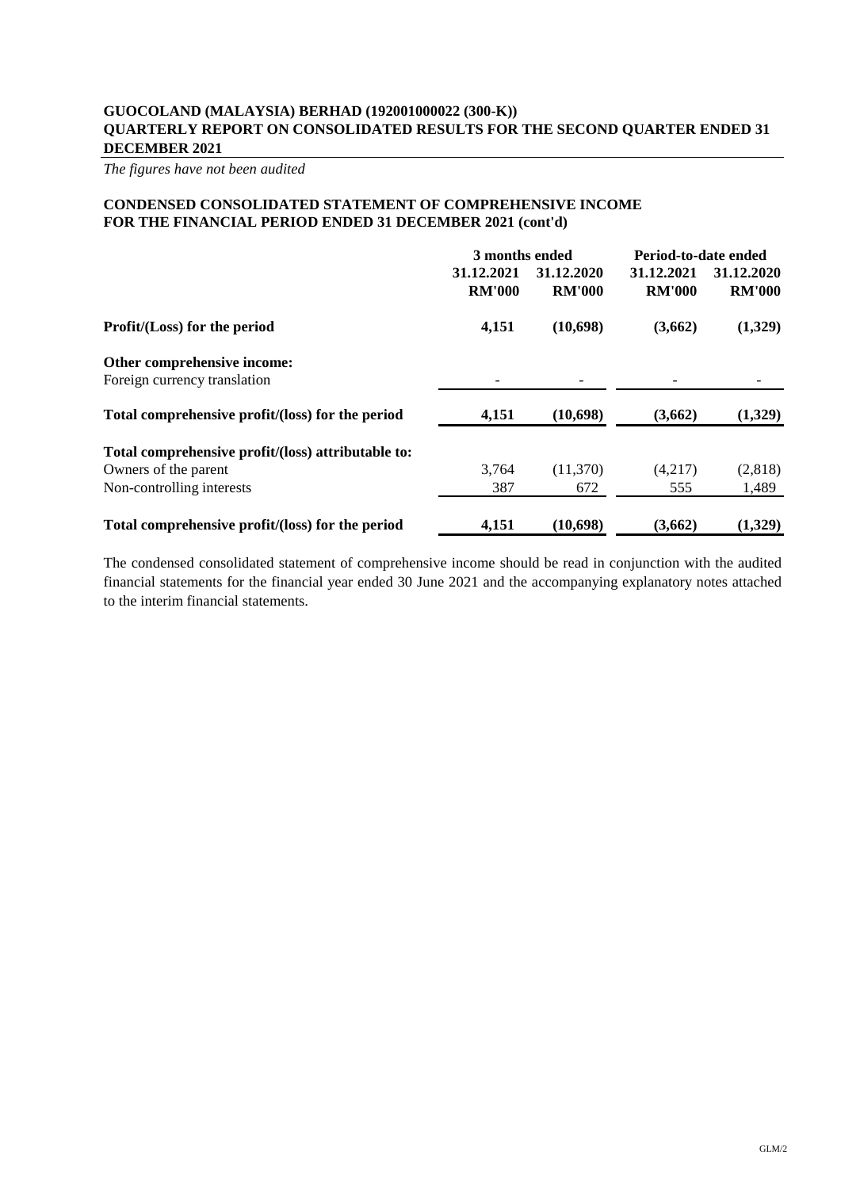**GUOCOLAND (MALAYSIA) BERHAD (192001000022 (300-K))**
**QUARTERLY REPORT ON CONSOLIDATED RESULTS FOR THE SECOND QUARTER ENDED 31 DECEMBER 2021**

*The figures have not been audited*

## CONDENSED CONSOLIDATED STATEMENT OF COMPREHENSIVE INCOME FOR THE FINANCIAL PERIOD ENDED 31 DECEMBER 2021 (cont'd)

| | 3 months ended | | Period-to-date ended | |
|---|---|---|---|---|
| | 31.12.2021 | 31.12.2020 | 31.12.2021 | 31.12.2020 |
| | RM'000 | RM'000 | RM'000 | RM'000 |
| **Profit/(Loss) for the period** | **4,151** | **(10,698)** | **(3,662)** | **(1,329)** |
| **Other comprehensive income:** | | | | |
| Foreign currency translation | - | - | - | - |
| **Total comprehensive profit/(loss) for the period** | **4,151** | **(10,698)** | **(3,662)** | **(1,329)** |
| **Total comprehensive profit/(loss) attributable to:** | | | | |
| Owners of the parent | 3,764 | (11,370) | (4,217) | (2,818) |
| Non-controlling interests | 387 | 672 | 555 | 1,489 |
| **Total comprehensive profit/(loss) for the period** | **4,151** | **(10,698)** | **(3,662)** | **(1,329)** |

The condensed consolidated statement of comprehensive income should be read in conjunction with the audited financial statements for the financial year ended 30 June 2021 and the accompanying explanatory notes attached to the interim financial statements.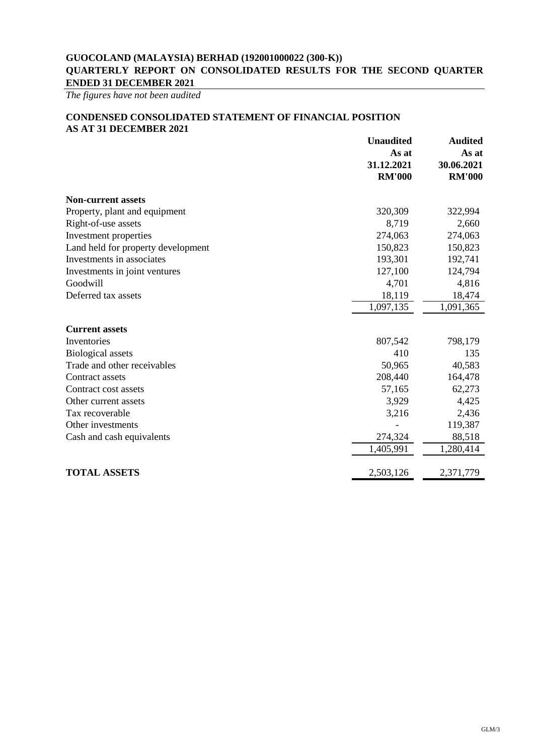**GUOCOLAND (MALAYSIA) BERHAD (192001000022 (300-K))**
**QUARTERLY REPORT ON CONSOLIDATED RESULTS FOR THE SECOND QUARTER ENDED 31 DECEMBER 2021**
*The figures have not been audited*

**CONDENSED CONSOLIDATED STATEMENT OF FINANCIAL POSITION**
**AS AT 31 DECEMBER 2021**

| | Unaudited As at 31.12.2021 RM'000 | Audited As at 30.06.2021 RM'000 |
|---|---|---|
| **Non-current assets** | | |
| Property, plant and equipment | 320,309 | 322,994 |
| Right-of-use assets | 8,719 | 2,660 |
| Investment properties | 274,063 | 274,063 |
| Land held for property development | 150,823 | 150,823 |
| Investments in associates | 193,301 | 192,741 |
| Investments in joint ventures | 127,100 | 124,794 |
| Goodwill | 4,701 | 4,816 |
| Deferred tax assets | 18,119 | 18,474 |
| | 1,097,135 | 1,091,365 |
| **Current assets** | | |
| Inventories | 807,542 | 798,179 |
| Biological assets | 410 | 135 |
| Trade and other receivables | 50,965 | 40,583 |
| Contract assets | 208,440 | 164,478 |
| Contract cost assets | 57,165 | 62,273 |
| Other current assets | 3,929 | 4,425 |
| Tax recoverable | 3,216 | 2,436 |
| Other investments | - | 119,387 |
| Cash and cash equivalents | 274,324 | 88,518 |
| | 1,405,991 | 1,280,414 |
| **TOTAL ASSETS** | 2,503,126 | 2,371,779 |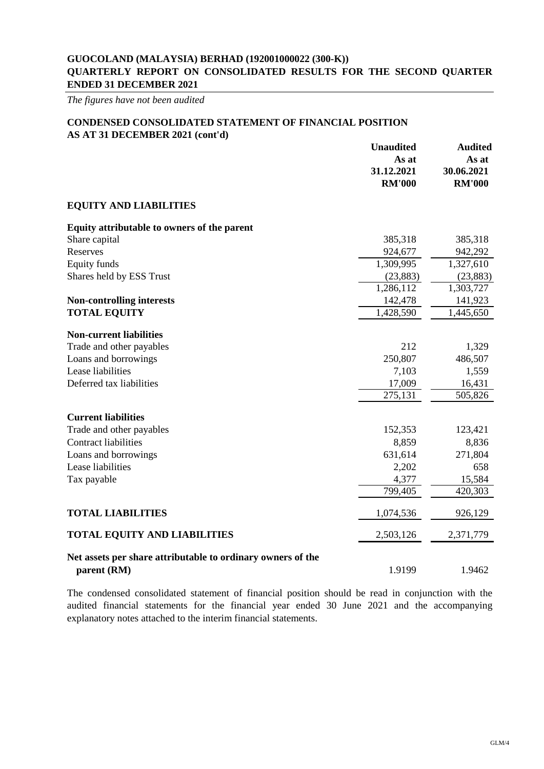**GUOCOLAND (MALAYSIA) BERHAD (192001000022 (300-K))**
**QUARTERLY REPORT ON CONSOLIDATED RESULTS FOR THE SECOND QUARTER ENDED 31 DECEMBER 2021**

*The figures have not been audited*

## CONDENSED CONSOLIDATED STATEMENT OF FINANCIAL POSITION AS AT 31 DECEMBER 2021 (cont'd)

| | Unaudited As at 31.12.2021 RM'000 | Audited As at 30.06.2021 RM'000 |
|---|---|---|
| **EQUITY AND LIABILITIES** | | |
| **Equity attributable to owners of the parent** | | |
| Share capital | 385,318 | 385,318 |
| Reserves | 924,677 | 942,292 |
| Equity funds | 1,309,995 | 1,327,610 |
| Shares held by ESS Trust | (23,883) | (23,883) |
| | 1,286,112 | 1,303,727 |
| **Non-controlling interests** | 142,478 | 141,923 |
| **TOTAL EQUITY** | 1,428,590 | 1,445,650 |
| **Non-current liabilities** | | |
| Trade and other payables | 212 | 1,329 |
| Loans and borrowings | 250,807 | 486,507 |
| Lease liabilities | 7,103 | 1,559 |
| Deferred tax liabilities | 17,009 | 16,431 |
| | 275,131 | 505,826 |
| **Current liabilities** | | |
| Trade and other payables | 152,353 | 123,421 |
| Contract liabilities | 8,859 | 8,836 |
| Loans and borrowings | 631,614 | 271,804 |
| Lease liabilities | 2,202 | 658 |
| Tax payable | 4,377 | 15,584 |
| | 799,405 | 420,303 |
| **TOTAL LIABILITIES** | 1,074,536 | 926,129 |
| **TOTAL EQUITY AND LIABILITIES** | 2,503,126 | 2,371,779 |
| **Net assets per share attributable to ordinary owners of the parent (RM)** | 1.9199 | 1.9462 |

The condensed consolidated statement of financial position should be read in conjunction with the audited financial statements for the financial year ended 30 June 2021 and the accompanying explanatory notes attached to the interim financial statements.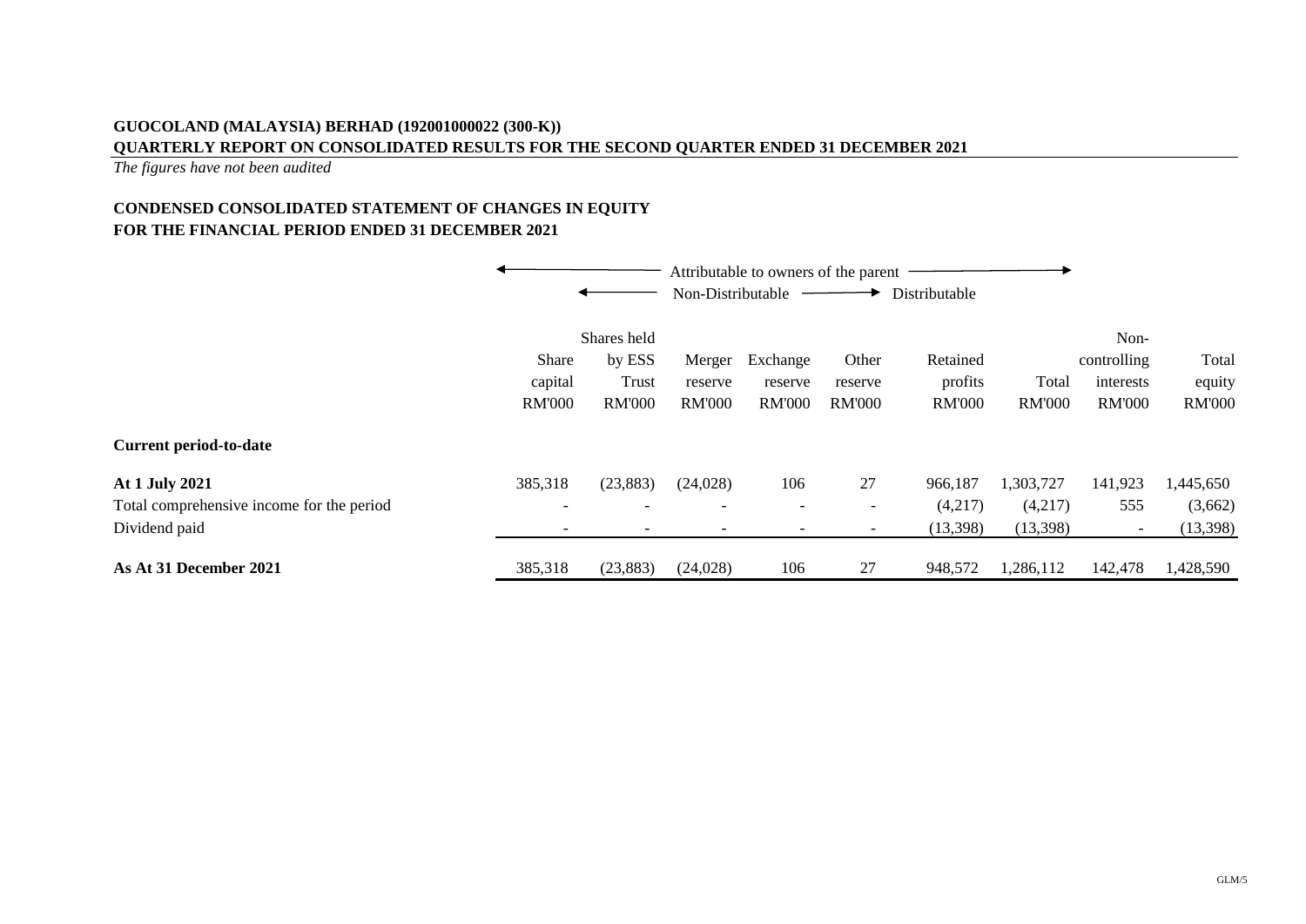**GUOCOLAND (MALAYSIA) BERHAD (192001000022 (300-K))**
**QUARTERLY REPORT ON CONSOLIDATED RESULTS FOR THE SECOND QUARTER ENDED 31 DECEMBER 2021**

*The figures have not been audited*

**CONDENSED CONSOLIDATED STATEMENT OF CHANGES IN EQUITY**
**FOR THE FINANCIAL PERIOD ENDED 31 DECEMBER 2021**

| | Attributable to owners of the parent | | | | | | | | |
|---|---|---|---|---|---|---|---|---|---|
| | | Non-Distributable | | | | Distributable | | | |
| | Share capital RM'000 | Shares held by ESS Trust RM'000 | Merger reserve RM'000 | Exchange reserve RM'000 | Other reserve RM'000 | Retained profits RM'000 | Total RM'000 | Non-controlling interests RM'000 | Total equity RM'000 |
| **Current period-to-date** | | | | | | | | | |
| **At 1 July 2021** | 385,318 | (23,883) | (24,028) | 106 | 27 | 966,187 | 1,303,727 | 141,923 | 1,445,650 |
| Total comprehensive income for the period | - | - | - | - | - | (4,217) | (4,217) | 555 | (3,662) |
| Dividend paid | - | - | - | - | - | (13,398) | (13,398) | - | (13,398) |
| **As At 31 December 2021** | 385,318 | (23,883) | (24,028) | 106 | 27 | 948,572 | 1,286,112 | 142,478 | 1,428,590 |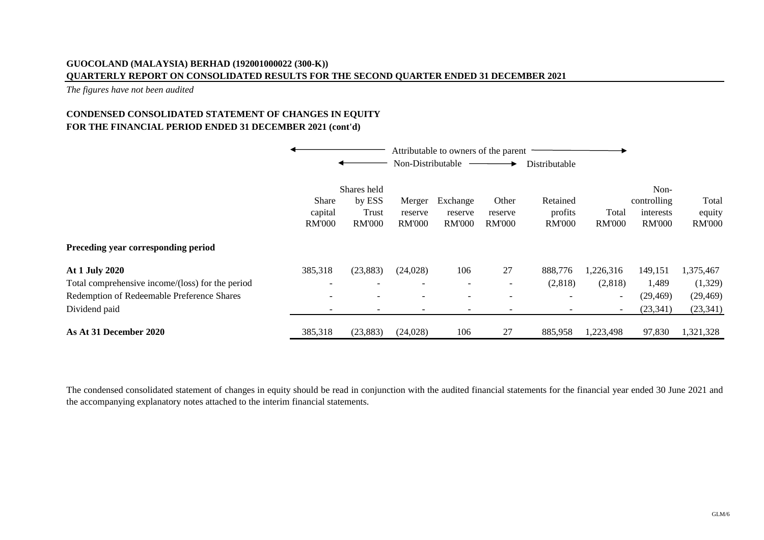**GUOCOLAND (MALAYSIA) BERHAD (192001000022 (300-K))**
**QUARTERLY REPORT ON CONSOLIDATED RESULTS FOR THE SECOND QUARTER ENDED 31 DECEMBER 2021**

*The figures have not been audited*

**CONDENSED CONSOLIDATED STATEMENT OF CHANGES IN EQUITY**
**FOR THE FINANCIAL PERIOD ENDED 31 DECEMBER 2021 (cont'd)**

| | Attributable to owners of the parent | | | | | | | | |
|---|---|---|---|---|---|---|---|---|---|
| | | Non-Distributable | | | | Distributable | | | |
| | Share capital RM'000 | Shares held by ESS Trust RM'000 | Merger reserve RM'000 | Exchange reserve RM'000 | Other reserve RM'000 | Retained profits RM'000 | Total RM'000 | Non-controlling interests RM'000 | Total equity RM'000 |
| **Preceding year corresponding period** | | | | | | | | | |
| **At 1 July 2020** | 385,318 | (23,883) | (24,028) | 106 | 27 | 888,776 | 1,226,316 | 149,151 | 1,375,467 |
| Total comprehensive income/(loss) for the period | - | - | - | - | - | (2,818) | (2,818) | 1,489 | (1,329) |
| Redemption of Redeemable Preference Shares | - | - | - | - | - | - | - | (29,469) | (29,469) |
| Dividend paid | - | - | - | - | - | - | - | (23,341) | (23,341) |
| **As At 31 December 2020** | 385,318 | (23,883) | (24,028) | 106 | 27 | 885,958 | 1,223,498 | 97,830 | 1,321,328 |

The condensed consolidated statement of changes in equity should be read in conjunction with the audited financial statements for the financial year ended 30 June 2021 and the accompanying explanatory notes attached to the interim financial statements.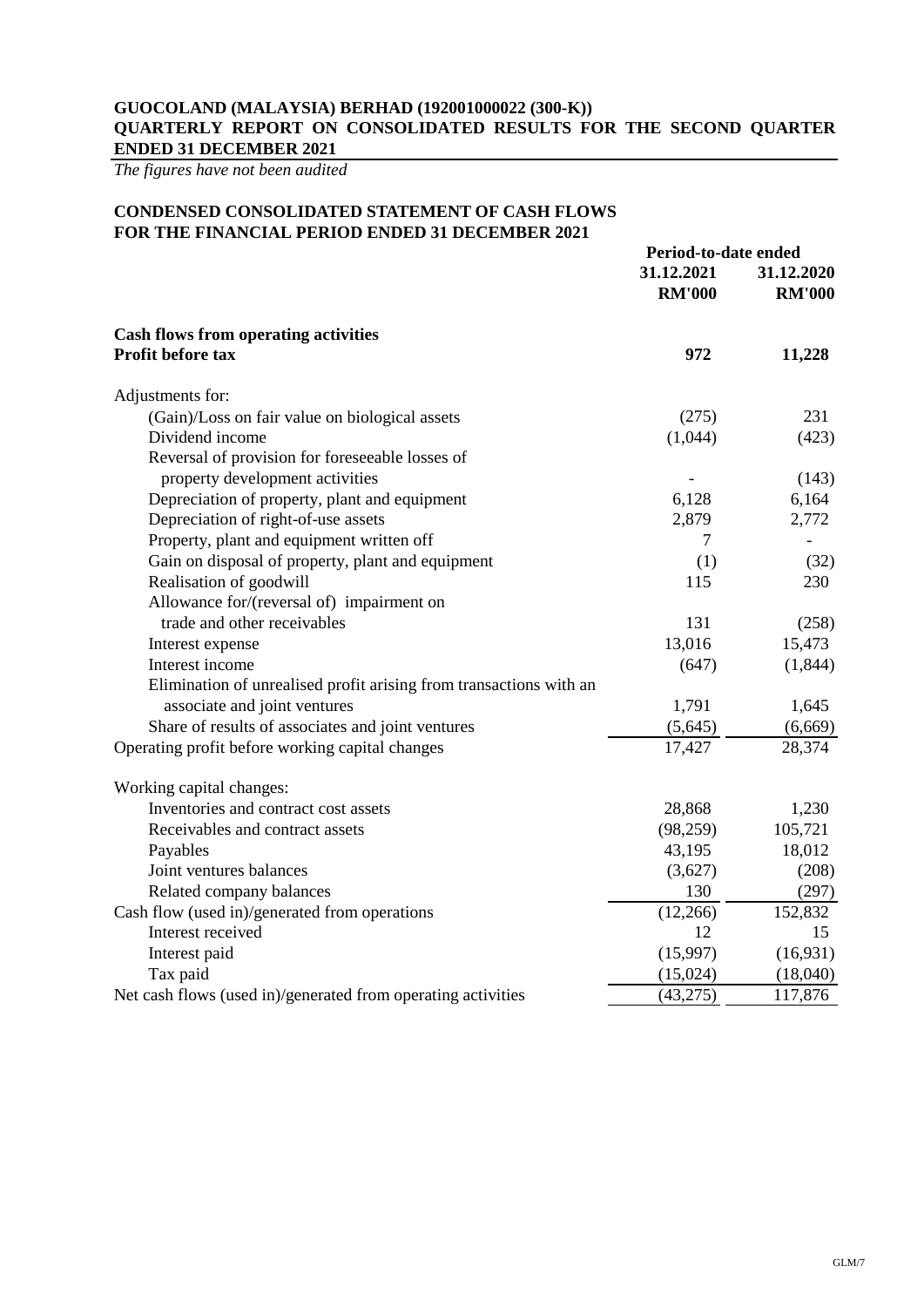**GUOCOLAND (MALAYSIA) BERHAD (192001000022 (300-K))**
**QUARTERLY REPORT ON CONSOLIDATED RESULTS FOR THE SECOND QUARTER ENDED 31 DECEMBER 2021**

*The figures have not been audited*

**CONDENSED CONSOLIDATED STATEMENT OF CASH FLOWS**
**FOR THE FINANCIAL PERIOD ENDED 31 DECEMBER 2021**

| | Period-to-date ended | |
|---|---|---|
| | **31.12.2021** | **31.12.2020** |
| | **RM'000** | **RM'000** |
| **Cash flows from operating activities** | | |
| **Profit before tax** | **972** | **11,228** |
| Adjustments for: | | |
| (Gain)/Loss on fair value on biological assets | (275) | 231 |
| Dividend income | (1,044) | (423) |
| Reversal of provision for foreseeable losses of property development activities | - | (143) |
| Depreciation of property, plant and equipment | 6,128 | 6,164 |
| Depreciation of right-of-use assets | 2,879 | 2,772 |
| Property, plant and equipment written off | 7 | - |
| Gain on disposal of property, plant and equipment | (1) | (32) |
| Realisation of goodwill | 115 | 230 |
| Allowance for/(reversal of) impairment on trade and other receivables | 131 | (258) |
| Interest expense | 13,016 | 15,473 |
| Interest income | (647) | (1,844) |
| Elimination of unrealised profit arising from transactions with an associate and joint ventures | 1,791 | 1,645 |
| Share of results of associates and joint ventures | (5,645) | (6,669) |
| Operating profit before working capital changes | 17,427 | 28,374 |
| Working capital changes: | | |
| Inventories and contract cost assets | 28,868 | 1,230 |
| Receivables and contract assets | (98,259) | 105,721 |
| Payables | 43,195 | 18,012 |
| Joint ventures balances | (3,627) | (208) |
| Related company balances | 130 | (297) |
| Cash flow (used in)/generated from operations | (12,266) | 152,832 |
| Interest received | 12 | 15 |
| Interest paid | (15,997) | (16,931) |
| Tax paid | (15,024) | (18,040) |
| Net cash flows (used in)/generated from operating activities | (43,275) | 117,876 |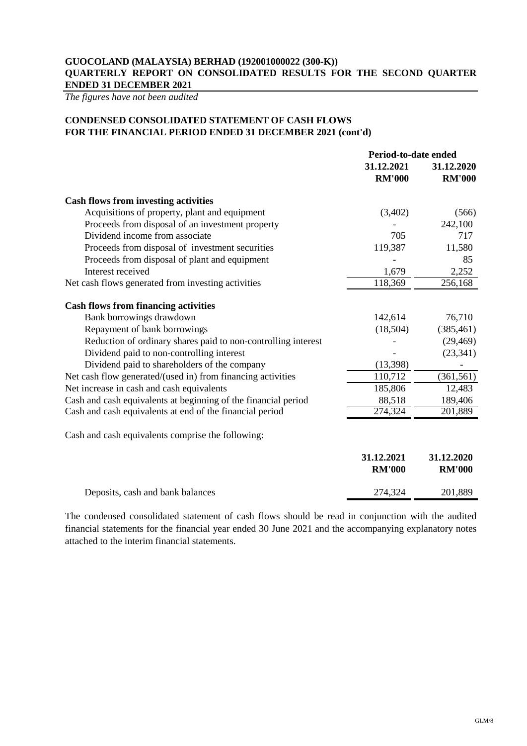**GUOCOLAND (MALAYSIA) BERHAD (192001000022 (300-K))**
**QUARTERLY REPORT ON CONSOLIDATED RESULTS FOR THE SECOND QUARTER ENDED 31 DECEMBER 2021**

*The figures have not been audited*

**CONDENSED CONSOLIDATED STATEMENT OF CASH FLOWS**
**FOR THE FINANCIAL PERIOD ENDED 31 DECEMBER 2021 (cont'd)**

| | Period-to-date ended | |
|---|---|---|
| | **31.12.2021** | **31.12.2020** |
| | **RM'000** | **RM'000** |
| **Cash flows from investing activities** | | |
| Acquisitions of property, plant and equipment | (3,402) | (566) |
| Proceeds from disposal of an investment property | - | 242,100 |
| Dividend income from associate | 705 | 717 |
| Proceeds from disposal of investment securities | 119,387 | 11,580 |
| Proceeds from disposal of plant and equipment | - | 85 |
| Interest received | 1,679 | 2,252 |
| Net cash flows generated from investing activities | 118,369 | 256,168 |
| **Cash flows from financing activities** | | |
| Bank borrowings drawdown | 142,614 | 76,710 |
| Repayment of bank borrowings | (18,504) | (385,461) |
| Reduction of ordinary shares paid to non-controlling interest | - | (29,469) |
| Dividend paid to non-controlling interest | - | (23,341) |
| Dividend paid to shareholders of the company | (13,398) | - |
| Net cash flow generated/(used in) from financing activities | 110,712 | (361,561) |
| Net increase in cash and cash equivalents | 185,806 | 12,483 |
| Cash and cash equivalents at beginning of the financial period | 88,518 | 189,406 |
| Cash and cash equivalents at end of the financial period | 274,324 | 201,889 |

Cash and cash equivalents comprise the following:

| | **31.12.2021** | **31.12.2020** |
|---|---|---|
| | **RM'000** | **RM'000** |
| Deposits, cash and bank balances | 274,324 | 201,889 |

The condensed consolidated statement of cash flows should be read in conjunction with the audited financial statements for the financial year ended 30 June 2021 and the accompanying explanatory notes attached to the interim financial statements.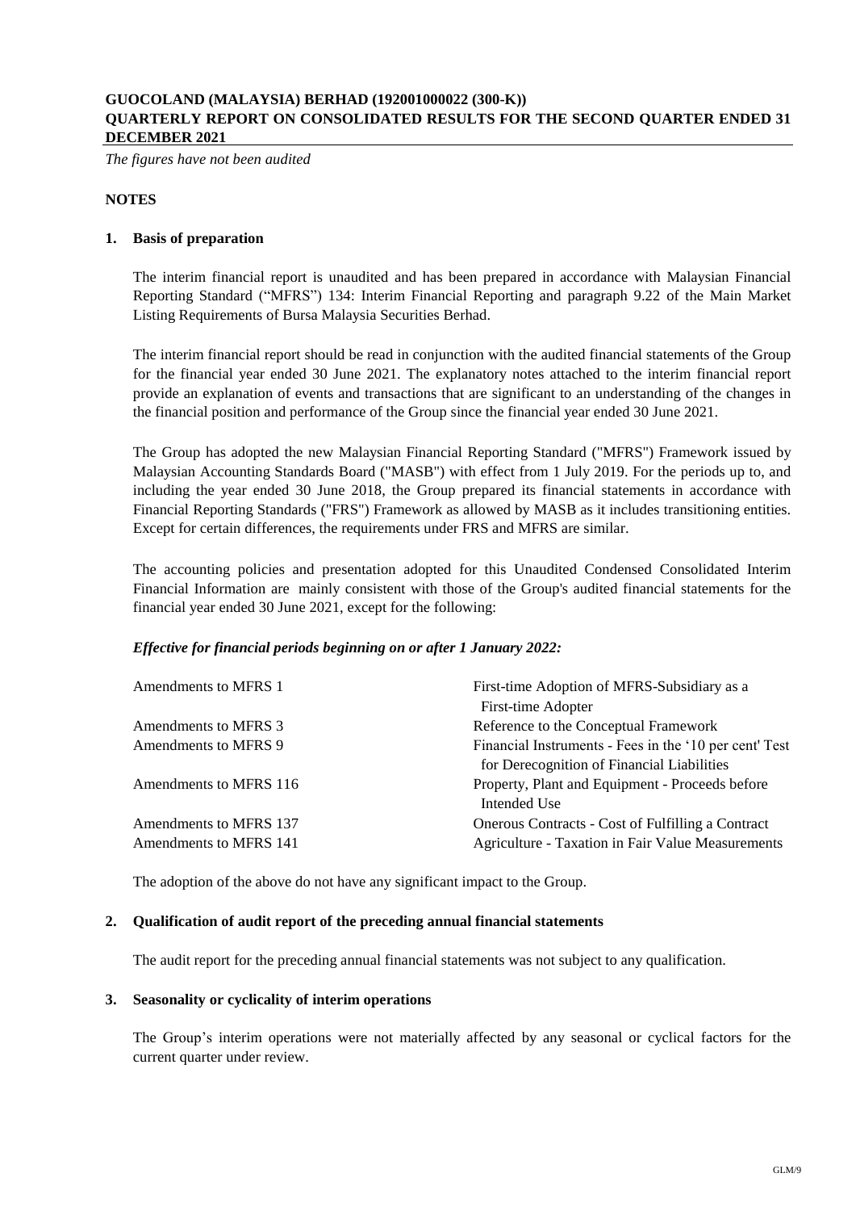**GUOCOLAND (MALAYSIA) BERHAD (192001000022 (300-K))**
**QUARTERLY REPORT ON CONSOLIDATED RESULTS FOR THE SECOND QUARTER ENDED 31 DECEMBER 2021**

*The figures have not been audited*

**NOTES**

**1. Basis of preparation**

The interim financial report is unaudited and has been prepared in accordance with Malaysian Financial Reporting Standard ("MFRS") 134: Interim Financial Reporting and paragraph 9.22 of the Main Market Listing Requirements of Bursa Malaysia Securities Berhad.

The interim financial report should be read in conjunction with the audited financial statements of the Group for the financial year ended 30 June 2021. The explanatory notes attached to the interim financial report provide an explanation of events and transactions that are significant to an understanding of the changes in the financial position and performance of the Group since the financial year ended 30 June 2021.

The Group has adopted the new Malaysian Financial Reporting Standard ("MFRS") Framework issued by Malaysian Accounting Standards Board ("MASB") with effect from 1 July 2019. For the periods up to, and including the year ended 30 June 2018, the Group prepared its financial statements in accordance with Financial Reporting Standards ("FRS") Framework as allowed by MASB as it includes transitioning entities. Except for certain differences, the requirements under FRS and MFRS are similar.

The accounting policies and presentation adopted for this Unaudited Condensed Consolidated Interim Financial Information are mainly consistent with those of the Group's audited financial statements for the financial year ended 30 June 2021, except for the following:

***Effective for financial periods beginning on or after 1 January 2022:***

| | |
|---|---|
| Amendments to MFRS 1 | First-time Adoption of MFRS-Subsidiary as a First-time Adopter |
| Amendments to MFRS 3 | Reference to the Conceptual Framework |
| Amendments to MFRS 9 | Financial Instruments - Fees in the '10 per cent' Test for Derecognition of Financial Liabilities |
| Amendments to MFRS 116 | Property, Plant and Equipment - Proceeds before Intended Use |
| Amendments to MFRS 137 | Onerous Contracts - Cost of Fulfilling a Contract |
| Amendments to MFRS 141 | Agriculture - Taxation in Fair Value Measurements |

The adoption of the above do not have any significant impact to the Group.

**2. Qualification of audit report of the preceding annual financial statements**

The audit report for the preceding annual financial statements was not subject to any qualification.

**3. Seasonality or cyclicality of interim operations**

The Group's interim operations were not materially affected by any seasonal or cyclical factors for the current quarter under review.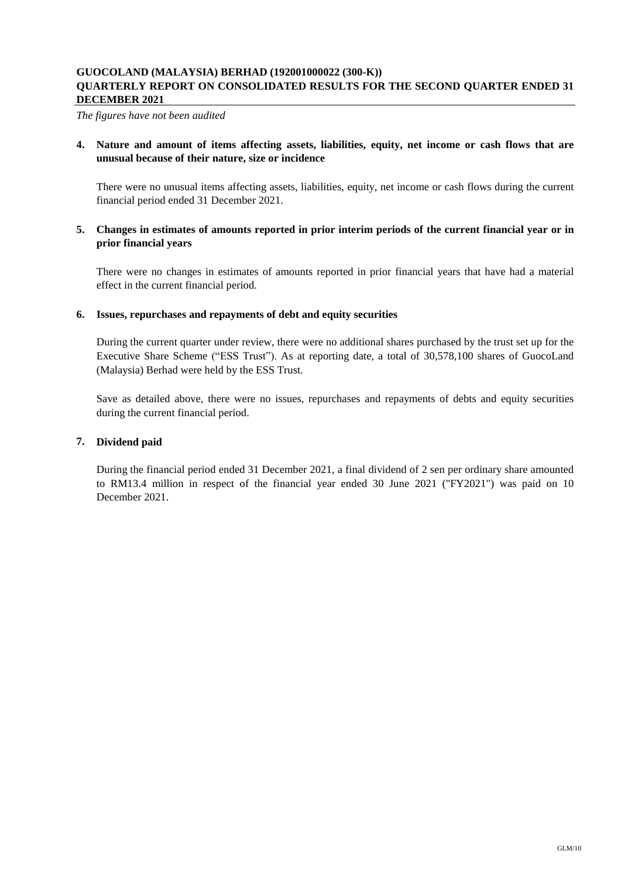**4. Nature and amount of items affecting assets, liabilities, equity, net income or cash flows that are unusual because of their nature, size or incidence**

There were no unusual items affecting assets, liabilities, equity, net income or cash flows during the current financial period ended 31 December 2021.

**5. Changes in estimates of amounts reported in prior interim periods of the current financial year or in prior financial years**

There were no changes in estimates of amounts reported in prior financial years that have had a material effect in the current financial period.

**6. Issues, repurchases and repayments of debt and equity securities**

During the current quarter under review, there were no additional shares purchased by the trust set up for the Executive Share Scheme ("ESS Trust"). As at reporting date, a total of 30,578,100 shares of GuocoLand (Malaysia) Berhad were held by the ESS Trust.

Save as detailed above, there were no issues, repurchases and repayments of debts and equity securities during the current financial period.

**7. Dividend paid**

During the financial period ended 31 December 2021, a final dividend of 2 sen per ordinary share amounted to RM13.4 million in respect of the financial year ended 30 June 2021 ("FY2021") was paid on 10 December 2021.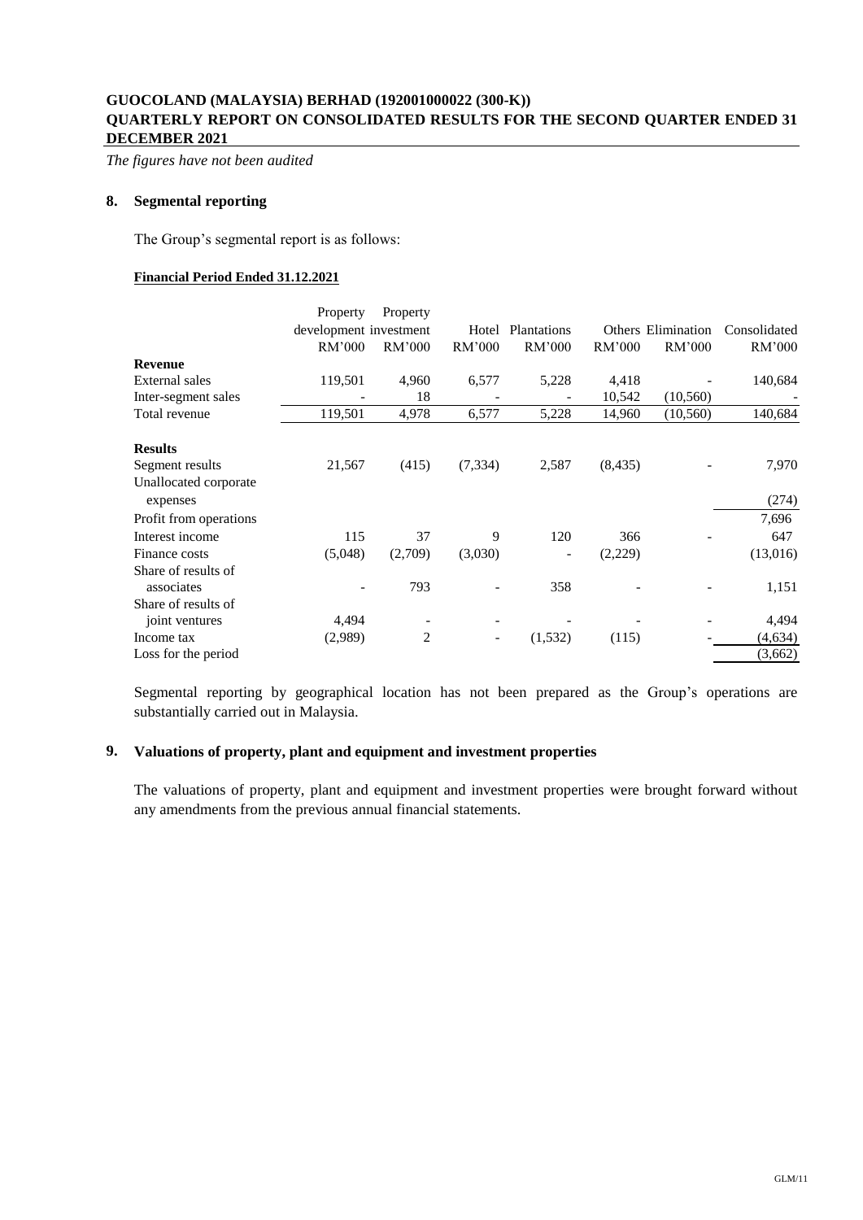**GUOCOLAND (MALAYSIA) BERHAD (192001000022 (300-K))**
**QUARTERLY REPORT ON CONSOLIDATED RESULTS FOR THE SECOND QUARTER ENDED 31 DECEMBER 2021**

*The figures have not been audited*

## 8. Segmental reporting

The Group's segmental report is as follows:

**Financial Period Ended 31.12.2021**

| | Property development RM'000 | Property investment RM'000 | Hotel RM'000 | Plantations RM'000 | Others RM'000 | Elimination RM'000 | Consolidated RM'000 |
|---|---|---|---|---|---|---|---|
| **Revenue** | | | | | | | |
| External sales | 119,501 | 4,960 | 6,577 | 5,228 | 4,418 | - | 140,684 |
| Inter-segment sales | - | 18 | - | - | 10,542 | (10,560) | - |
| Total revenue | 119,501 | 4,978 | 6,577 | 5,228 | 14,960 | (10,560) | 140,684 |
| **Results** | | | | | | | |
| Segment results | 21,567 | (415) | (7,334) | 2,587 | (8,435) | - | 7,970 |
| Unallocated corporate expenses | | | | | | | (274) |
| Profit from operations | | | | | | | 7,696 |
| Interest income | 115 | 37 | 9 | 120 | 366 | - | 647 |
| Finance costs | (5,048) | (2,709) | (3,030) | - | (2,229) | | (13,016) |
| Share of results of associates | - | 793 | - | 358 | - | - | 1,151 |
| Share of results of joint ventures | 4,494 | - | - | - | - | - | 4,494 |
| Income tax | (2,989) | 2 | - | (1,532) | (115) | - | (4,634) |
| Loss for the period | | | | | | | (3,662) |

Segmental reporting by geographical location has not been prepared as the Group's operations are substantially carried out in Malaysia.

## 9. Valuations of property, plant and equipment and investment properties

The valuations of property, plant and equipment and investment properties were brought forward without any amendments from the previous annual financial statements.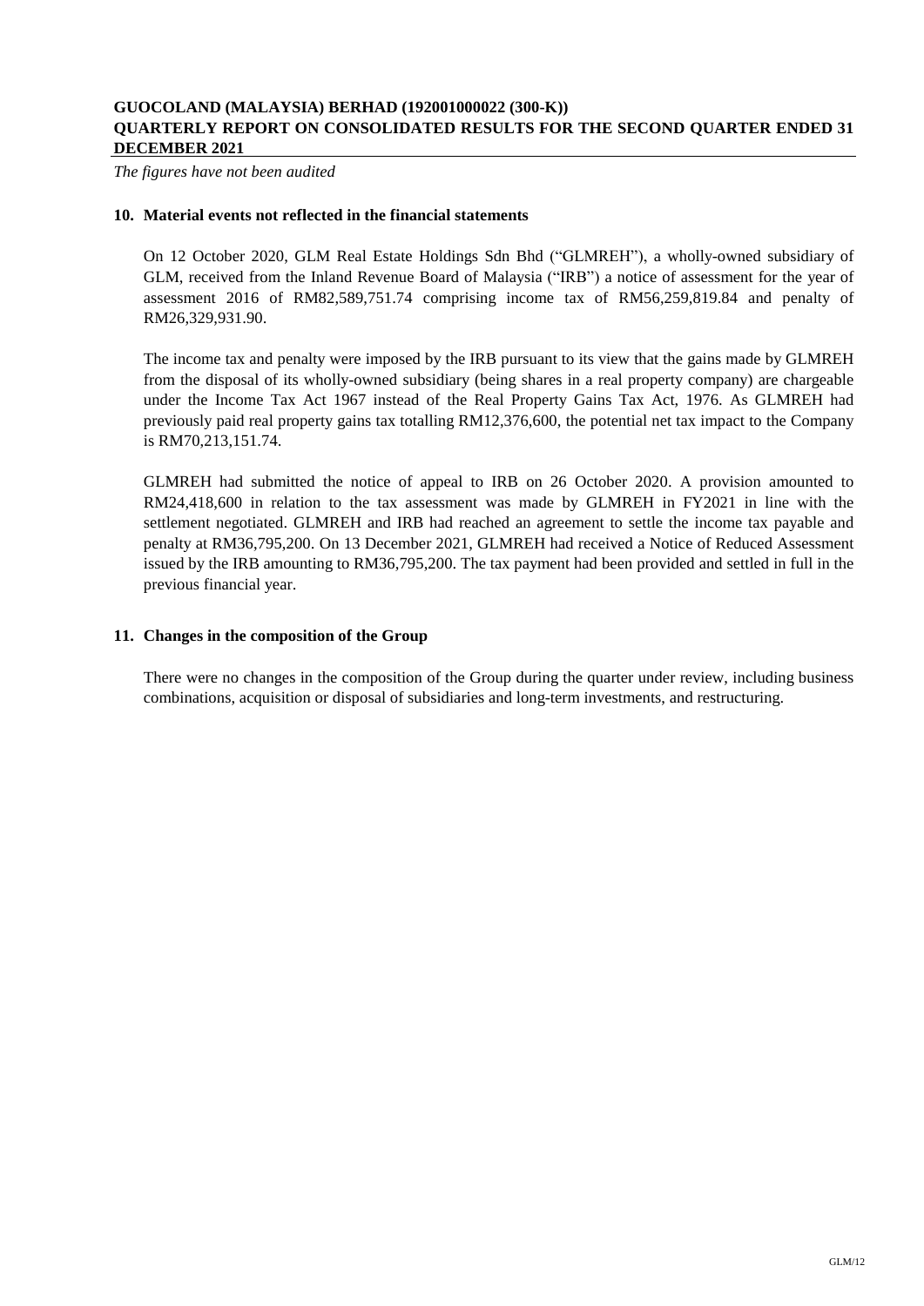## 10. Material events not reflected in the financial statements

On 12 October 2020, GLM Real Estate Holdings Sdn Bhd ("GLMREH"), a wholly-owned subsidiary of GLM, received from the Inland Revenue Board of Malaysia ("IRB") a notice of assessment for the year of assessment 2016 of RM82,589,751.74 comprising income tax of RM56,259,819.84 and penalty of RM26,329,931.90.

The income tax and penalty were imposed by the IRB pursuant to its view that the gains made by GLMREH from the disposal of its wholly-owned subsidiary (being shares in a real property company) are chargeable under the Income Tax Act 1967 instead of the Real Property Gains Tax Act, 1976. As GLMREH had previously paid real property gains tax totalling RM12,376,600, the potential net tax impact to the Company is RM70,213,151.74.

GLMREH had submitted the notice of appeal to IRB on 26 October 2020. A provision amounted to RM24,418,600 in relation to the tax assessment was made by GLMREH in FY2021 in line with the settlement negotiated. GLMREH and IRB had reached an agreement to settle the income tax payable and penalty at RM36,795,200. On 13 December 2021, GLMREH had received a Notice of Reduced Assessment issued by the IRB amounting to RM36,795,200. The tax payment had been provided and settled in full in the previous financial year.

## 11. Changes in the composition of the Group

There were no changes in the composition of the Group during the quarter under review, including business combinations, acquisition or disposal of subsidiaries and long-term investments, and restructuring.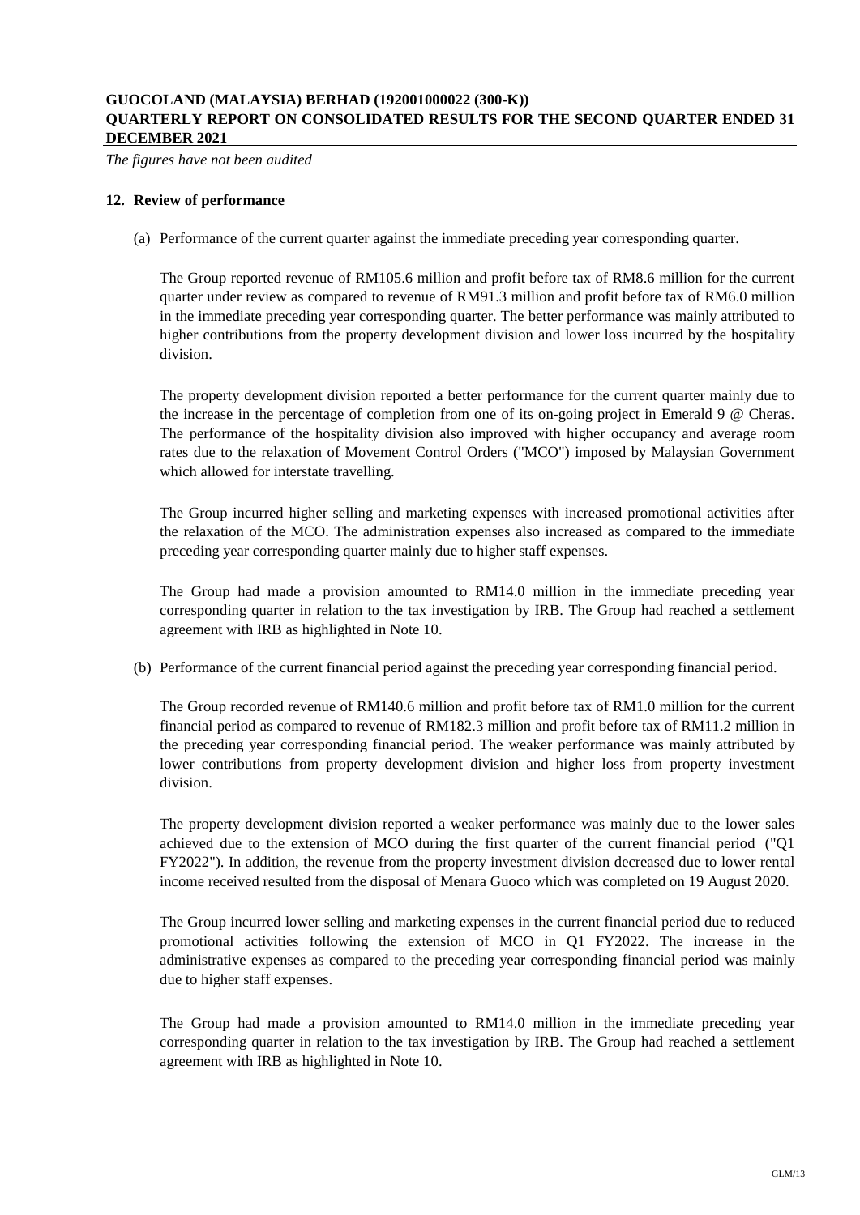**12. Review of performance**

(a) Performance of the current quarter against the immediate preceding year corresponding quarter.

The Group reported revenue of RM105.6 million and profit before tax of RM8.6 million for the current quarter under review as compared to revenue of RM91.3 million and profit before tax of RM6.0 million in the immediate preceding year corresponding quarter. The better performance was mainly attributed to higher contributions from the property development division and lower loss incurred by the hospitality division.

The property development division reported a better performance for the current quarter mainly due to the increase in the percentage of completion from one of its on-going project in Emerald 9 @ Cheras. The performance of the hospitality division also improved with higher occupancy and average room rates due to the relaxation of Movement Control Orders ("MCO") imposed by Malaysian Government which allowed for interstate travelling.

The Group incurred higher selling and marketing expenses with increased promotional activities after the relaxation of the MCO. The administration expenses also increased as compared to the immediate preceding year corresponding quarter mainly due to higher staff expenses.

The Group had made a provision amounted to RM14.0 million in the immediate preceding year corresponding quarter in relation to the tax investigation by IRB. The Group had reached a settlement agreement with IRB as highlighted in Note 10.

(b) Performance of the current financial period against the preceding year corresponding financial period.

The Group recorded revenue of RM140.6 million and profit before tax of RM1.0 million for the current financial period as compared to revenue of RM182.3 million and profit before tax of RM11.2 million in the preceding year corresponding financial period. The weaker performance was mainly attributed by lower contributions from property development division and higher loss from property investment division.

The property development division reported a weaker performance was mainly due to the lower sales achieved due to the extension of MCO during the first quarter of the current financial period ("Q1 FY2022"). In addition, the revenue from the property investment division decreased due to lower rental income received resulted from the disposal of Menara Guoco which was completed on 19 August 2020.

The Group incurred lower selling and marketing expenses in the current financial period due to reduced promotional activities following the extension of MCO in Q1 FY2022. The increase in the administrative expenses as compared to the preceding year corresponding financial period was mainly due to higher staff expenses.

The Group had made a provision amounted to RM14.0 million in the immediate preceding year corresponding quarter in relation to the tax investigation by IRB. The Group had reached a settlement agreement with IRB as highlighted in Note 10.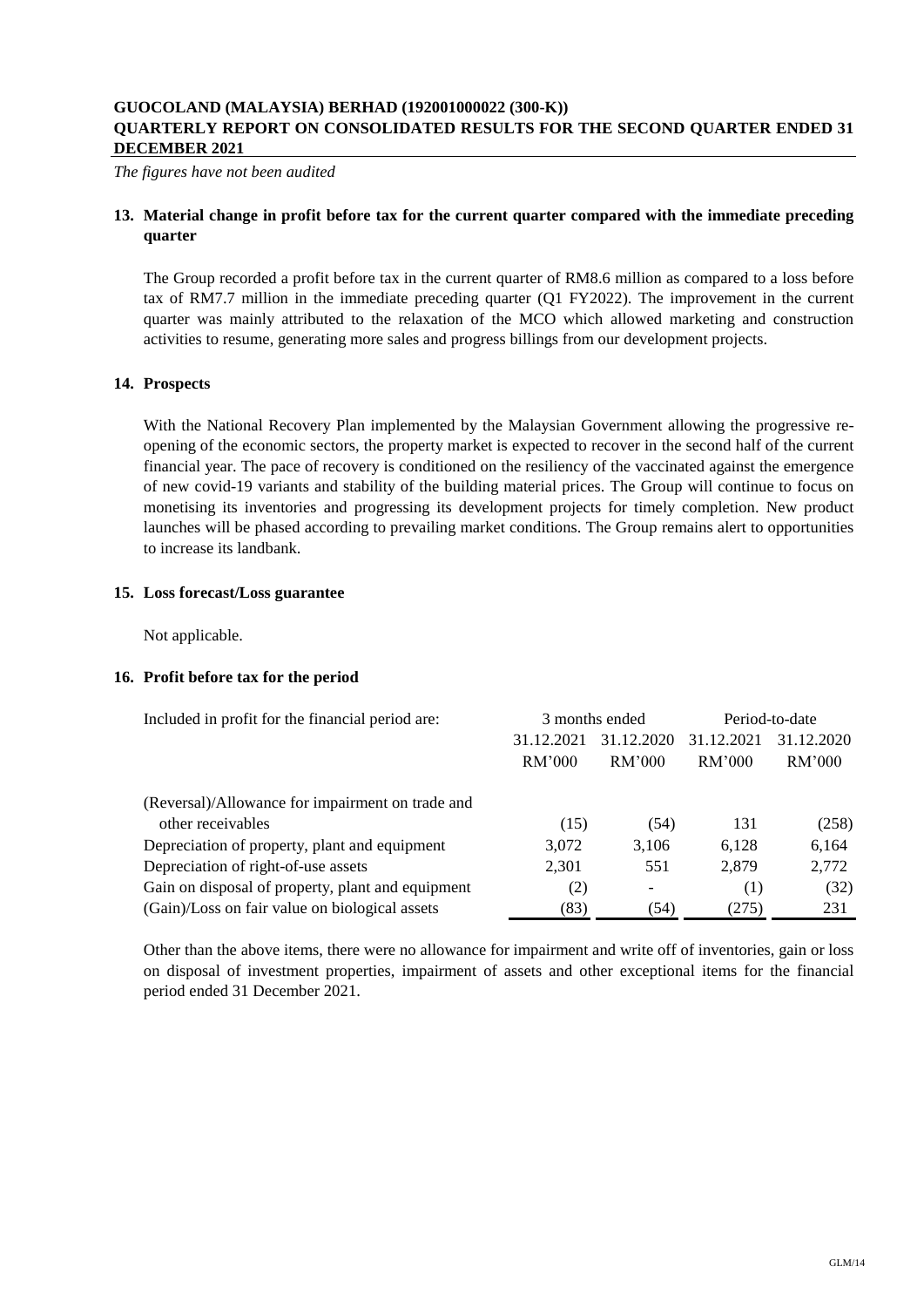**GUOCOLAND (MALAYSIA) BERHAD (192001000022 (300-K))**
**QUARTERLY REPORT ON CONSOLIDATED RESULTS FOR THE SECOND QUARTER ENDED 31 DECEMBER 2021**

*The figures have not been audited*

## 13. Material change in profit before tax for the current quarter compared with the immediate preceding quarter

The Group recorded a profit before tax in the current quarter of RM8.6 million as compared to a loss before tax of RM7.7 million in the immediate preceding quarter (Q1 FY2022). The improvement in the current quarter was mainly attributed to the relaxation of the MCO which allowed marketing and construction activities to resume, generating more sales and progress billings from our development projects.

## 14. Prospects

With the National Recovery Plan implemented by the Malaysian Government allowing the progressive re-opening of the economic sectors, the property market is expected to recover in the second half of the current financial year. The pace of recovery is conditioned on the resiliency of the vaccinated against the emergence of new covid-19 variants and stability of the building material prices. The Group will continue to focus on monetising its inventories and progressing its development projects for timely completion. New product launches will be phased according to prevailing market conditions. The Group remains alert to opportunities to increase its landbank.

## 15. Loss forecast/Loss guarantee

Not applicable.

## 16. Profit before tax for the period

| Included in profit for the financial period are: | 3 months ended | | Period-to-date | |
|---|---|---|---|---|
| | 31.12.2021 | 31.12.2020 | 31.12.2021 | 31.12.2020 |
| | RM'000 | RM'000 | RM'000 | RM'000 |
| (Reversal)/Allowance for impairment on trade and other receivables | (15) | (54) | 131 | (258) |
| Depreciation of property, plant and equipment | 3,072 | 3,106 | 6,128 | 6,164 |
| Depreciation of right-of-use assets | 2,301 | 551 | 2,879 | 2,772 |
| Gain on disposal of property, plant and equipment | (2) | - | (1) | (32) |
| (Gain)/Loss on fair value on biological assets | (83) | (54) | (275) | 231 |

Other than the above items, there were no allowance for impairment and write off of inventories, gain or loss on disposal of investment properties, impairment of assets and other exceptional items for the financial period ended 31 December 2021.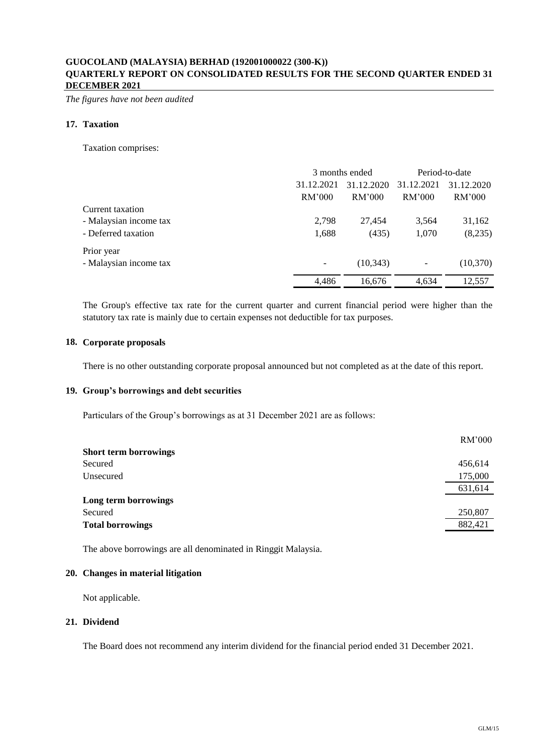**17. Taxation**

Taxation comprises:

| | 3 months ended | | Period-to-date | |
|---|---|---|---|---|
| | 31.12.2021 | 31.12.2020 | 31.12.2021 | 31.12.2020 |
| | RM'000 | RM'000 | RM'000 | RM'000 |
| Current taxation | | | | |
| - Malaysian income tax | 2,798 | 27,454 | 3,564 | 31,162 |
| - Deferred taxation | 1,688 | (435) | 1,070 | (8,235) |
| Prior year | | | | |
| - Malaysian income tax | - | (10,343) | - | (10,370) |
| | 4,486 | 16,676 | 4,634 | 12,557 |

The Group's effective tax rate for the current quarter and current financial period were higher than the statutory tax rate is mainly due to certain expenses not deductible for tax purposes.

**18. Corporate proposals**

There is no other outstanding corporate proposal announced but not completed as at the date of this report.

**19. Group's borrowings and debt securities**

Particulars of the Group's borrowings as at 31 December 2021 are as follows:

| | RM'000 |
|---|---|
| **Short term borrowings** | |
| Secured | 456,614 |
| Unsecured | 175,000 |
| | 631,614 |
| **Long term borrowings** | |
| Secured | 250,807 |
| **Total borrowings** | 882,421 |

The above borrowings are all denominated in Ringgit Malaysia.

**20. Changes in material litigation**

Not applicable.

**21. Dividend**

The Board does not recommend any interim dividend for the financial period ended 31 December 2021.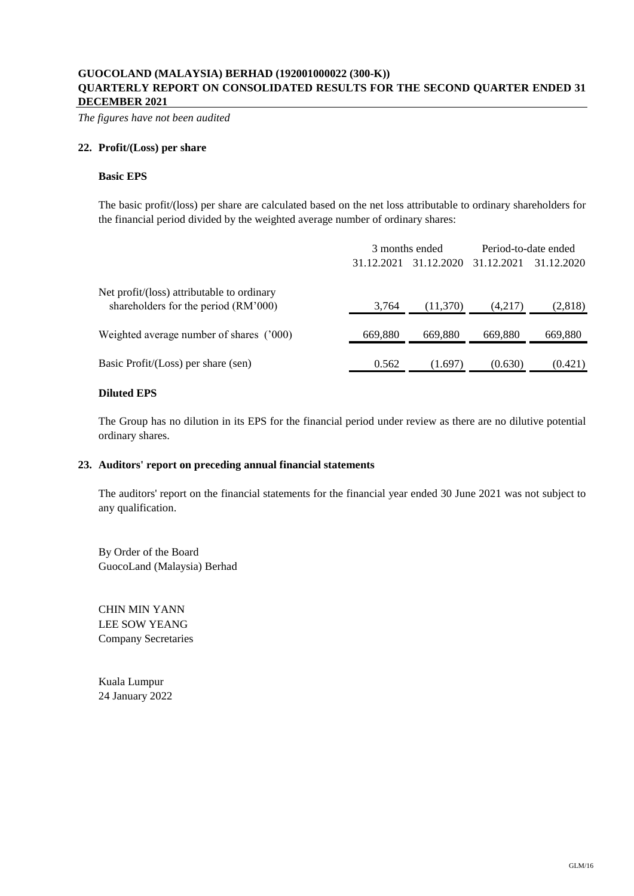**GUOCOLAND (MALAYSIA) BERHAD (192001000022 (300-K))**
**QUARTERLY REPORT ON CONSOLIDATED RESULTS FOR THE SECOND QUARTER ENDED 31 DECEMBER 2021**

*The figures have not been audited*

## 22. Profit/(Loss) per share

### Basic EPS

The basic profit/(loss) per share are calculated based on the net loss attributable to ordinary shareholders for the financial period divided by the weighted average number of ordinary shares:

| | 3 months ended | | Period-to-date ended | |
|---|---|---|---|---|
| | 31.12.2021 | 31.12.2020 | 31.12.2021 | 31.12.2020 |
| Net profit/(loss) attributable to ordinary shareholders for the period (RM'000) | 3,764 | (11,370) | (4,217) | (2,818) |
| Weighted average number of shares ('000) | 669,880 | 669,880 | 669,880 | 669,880 |
| Basic Profit/(Loss) per share (sen) | 0.562 | (1.697) | (0.630) | (0.421) |

### Diluted EPS

The Group has no dilution in its EPS for the financial period under review as there are no dilutive potential ordinary shares.

## 23. Auditors' report on preceding annual financial statements

The auditors' report on the financial statements for the financial year ended 30 June 2021 was not subject to any qualification.

By Order of the Board
GuocoLand (Malaysia) Berhad

CHIN MIN YANN
LEE SOW YEANG
Company Secretaries

Kuala Lumpur
24 January 2022